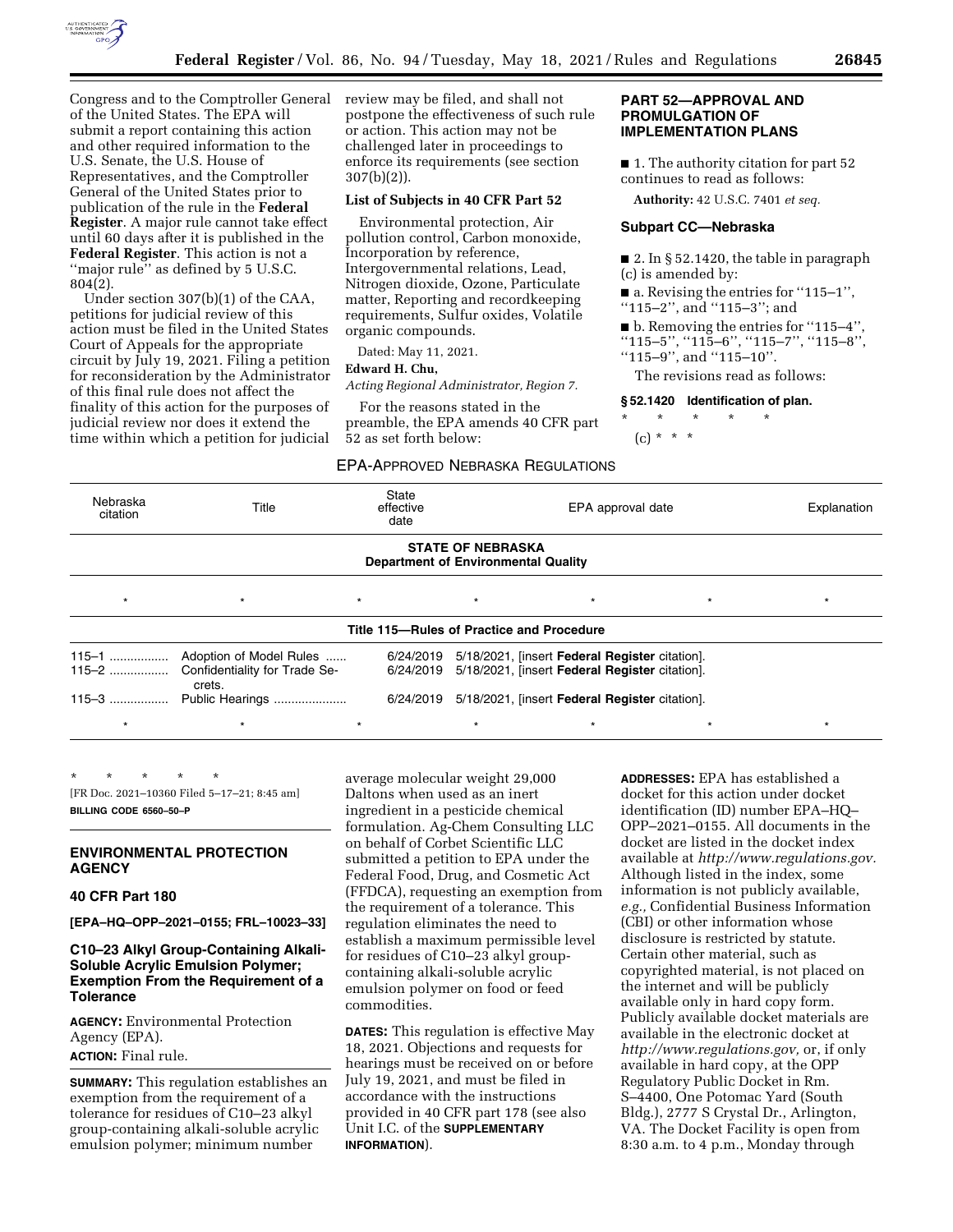Congress and to the Comptroller General of the United States. The EPA will submit a report containing this action and other required information to the U.S. Senate, the U.S. House of Representatives, and the Comptroller General of the United States prior to publication of the rule in the **Federal Register**. A major rule cannot take effect until 60 days after it is published in the **Federal Register**. This action is not a ''major rule'' as defined by 5 U.S.C. 804(2).

Under section 307(b)(1) of the CAA, petitions for judicial review of this action must be filed in the United States Court of Appeals for the appropriate circuit by July 19, 2021. Filing a petition for reconsideration by the Administrator of this final rule does not affect the finality of this action for the purposes of judicial review nor does it extend the time within which a petition for judicial review may be filed, and shall not postpone the effectiveness of such rule or action. This action may not be challenged later in proceedings to enforce its requirements (see section 307(b)(2)).

### List of Subjects in 40 CFR Part 52

Environmental protection, Air pollution control, Carbon monoxide, Incorporation by reference, Intergovernmental relations, Lead, Nitrogen dioxide, Ozone, Particulate matter, Reporting and recordkeeping requirements, Sulfur oxides, Volatile organic compounds.

Dated: May 11, 2021.

**Edward H. Chu,**

*Acting Regional Administrator, Region 7.*

For the reasons stated in the preamble, the EPA amends 40 CFR part 52 as set forth below:

## PART 52—APPROVAL AND PROMULGATION OF IMPLEMENTATION PLANS

■ 1. The authority citation for part 52 continues to read as follows:

**Authority:** 42 U.S.C. 7401 *et seq.*

### Subpart CC—Nebraska

■ 2. In § 52.1420, the table in paragraph (c) is amended by:

■ a. Revising the entries for ''115–1'', ''115–2'', and ''115–3''; and

■ b. Removing the entries for ''115–4'', ''115–5'', ''115–6'', ''115–7'', ''115–8'', ''115–9'', and ''115–10''.

The revisions read as follows:

**§ 52.1420 Identification of plan.**

\* \* \* \* \*

(c) \* \* \*

EPA-APPROVED NEBRASKA REGULATIONS

| Nebraska citation | Title | State effective date | EPA approval date | Explanation |
|---|---|---|---|---|
| **STATE OF NEBRASKA Department of Environmental Quality** | | | | |
| * | * | * | * * | * |
| **Title 115—Rules of Practice and Procedure** | | | | |
| 115–1 | Adoption of Model Rules | 6/24/2019 | 5/18/2021, [insert **Federal Register** citation]. | |
| 115–2 | Confidentiality for Trade Secrets. | 6/24/2019 | 5/18/2021, [insert **Federal Register** citation]. | |
| 115–3 | Public Hearings | 6/24/2019 | 5/18/2021, [insert **Federal Register** citation]. | |
| * | * | * | * * | * |

\* \* \* \* \*

[FR Doc. 2021–10360 Filed 5–17–21; 8:45 am]

**BILLING CODE 6560–50–P**

## ENVIRONMENTAL PROTECTION AGENCY

### 40 CFR Part 180

**[EPA–HQ–OPP–2021–0155; FRL–10023–33]**

### C10–23 Alkyl Group-Containing Alkali-Soluble Acrylic Emulsion Polymer; Exemption From the Requirement of a Tolerance

**AGENCY:** Environmental Protection Agency (EPA).

**ACTION:** Final rule.

**SUMMARY:** This regulation establishes an exemption from the requirement of a tolerance for residues of C10–23 alkyl group-containing alkali-soluble acrylic emulsion polymer; minimum number average molecular weight 29,000 Daltons when used as an inert ingredient in a pesticide chemical formulation. Ag-Chem Consulting LLC on behalf of Corbet Scientific LLC submitted a petition to EPA under the Federal Food, Drug, and Cosmetic Act (FFDCA), requesting an exemption from the requirement of a tolerance. This regulation eliminates the need to establish a maximum permissible level for residues of C10–23 alkyl group-containing alkali-soluble acrylic emulsion polymer on food or feed commodities.

**DATES:** This regulation is effective May 18, 2021. Objections and requests for hearings must be received on or before July 19, 2021, and must be filed in accordance with the instructions provided in 40 CFR part 178 (see also Unit I.C. of the **SUPPLEMENTARY INFORMATION**).

**ADDRESSES:** EPA has established a docket for this action under docket identification (ID) number EPA–HQ–OPP–2021–0155. All documents in the docket are listed in the docket index available at *http://www.regulations.gov.* Although listed in the index, some information is not publicly available, *e.g.,* Confidential Business Information (CBI) or other information whose disclosure is restricted by statute. Certain other material, such as copyrighted material, is not placed on the internet and will be publicly available only in hard copy form. Publicly available docket materials are available in the electronic docket at *http://www.regulations.gov,* or, if only available in hard copy, at the OPP Regulatory Public Docket in Rm. S–4400, One Potomac Yard (South Bldg.), 2777 S Crystal Dr., Arlington, VA. The Docket Facility is open from 8:30 a.m. to 4 p.m., Monday through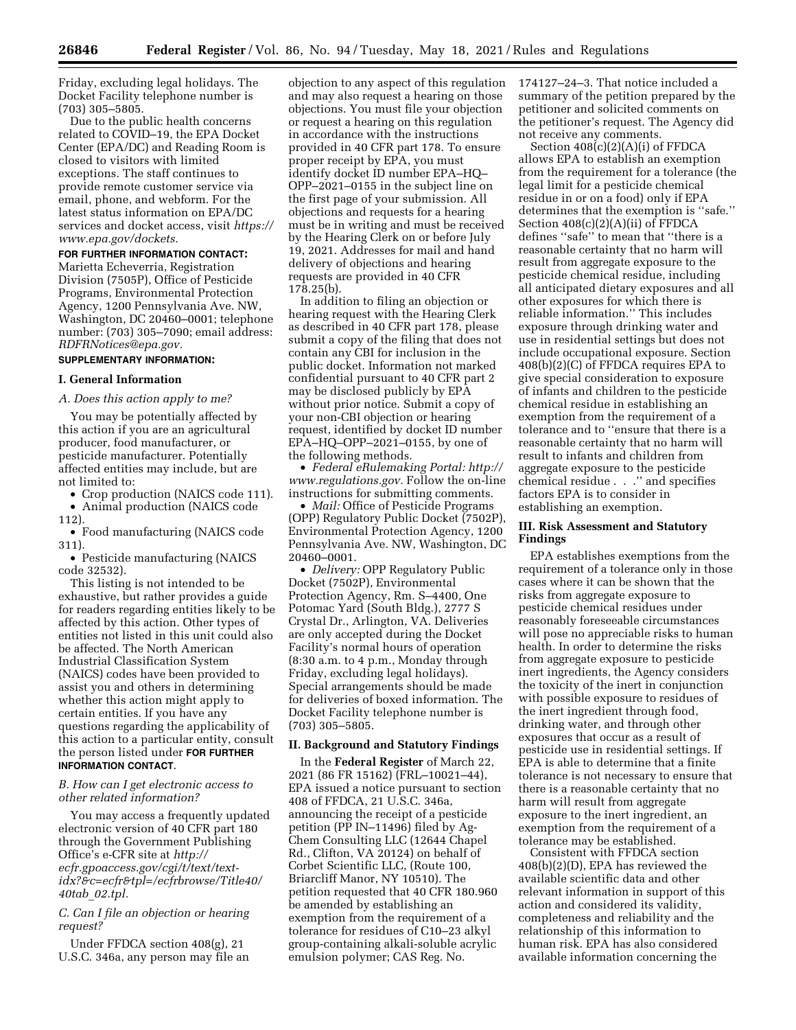Friday, excluding legal holidays. The Docket Facility telephone number is (703) 305–5805.

Due to the public health concerns related to COVID–19, the EPA Docket Center (EPA/DC) and Reading Room is closed to visitors with limited exceptions. The staff continues to provide remote customer service via email, phone, and webform. For the latest status information on EPA/DC services and docket access, visit *https://www.epa.gov/dockets.*

**FOR FURTHER INFORMATION CONTACT:** Marietta Echeverria, Registration Division (7505P), Office of Pesticide Programs, Environmental Protection Agency, 1200 Pennsylvania Ave. NW, Washington, DC 20460–0001; telephone number: (703) 305–7090; email address: *RDFRNotices@epa.gov.*

**SUPPLEMENTARY INFORMATION:**

## I. General Information

### *A. Does this action apply to me?*

You may be potentially affected by this action if you are an agricultural producer, food manufacturer, or pesticide manufacturer. Potentially affected entities may include, but are not limited to:

- Crop production (NAICS code 111).
- Animal production (NAICS code 112).
- Food manufacturing (NAICS code 311).
- Pesticide manufacturing (NAICS code 32532).

This listing is not intended to be exhaustive, but rather provides a guide for readers regarding entities likely to be affected by this action. Other types of entities not listed in this unit could also be affected. The North American Industrial Classification System (NAICS) codes have been provided to assist you and others in determining whether this action might apply to certain entities. If you have any questions regarding the applicability of this action to a particular entity, consult the person listed under **FOR FURTHER INFORMATION CONTACT**.

### *B. How can I get electronic access to other related information?*

You may access a frequently updated electronic version of 40 CFR part 180 through the Government Publishing Office's e-CFR site at *http://ecfr.gpoaccess.gov/cgi/t/text/text-idx?&c=ecfr&tpl=/ecfrbrowse/Title40/40tab_02.tpl.*

### *C. Can I file an objection or hearing request?*

Under FFDCA section 408(g), 21 U.S.C. 346a, any person may file an objection to any aspect of this regulation and may also request a hearing on those objections. You must file your objection or request a hearing on this regulation in accordance with the instructions provided in 40 CFR part 178. To ensure proper receipt by EPA, you must identify docket ID number EPA–HQ–OPP–2021–0155 in the subject line on the first page of your submission. All objections and requests for a hearing must be in writing and must be received by the Hearing Clerk on or before July 19, 2021. Addresses for mail and hand delivery of objections and hearing requests are provided in 40 CFR 178.25(b).

In addition to filing an objection or hearing request with the Hearing Clerk as described in 40 CFR part 178, please submit a copy of the filing that does not contain any CBI for inclusion in the public docket. Information not marked confidential pursuant to 40 CFR part 2 may be disclosed publicly by EPA without prior notice. Submit a copy of your non-CBI objection or hearing request, identified by docket ID number EPA–HQ–OPP–2021–0155, by one of the following methods.

- *Federal eRulemaking Portal: http://www.regulations.gov.* Follow the on-line instructions for submitting comments.
- *Mail:* Office of Pesticide Programs (OPP) Regulatory Public Docket (7502P), Environmental Protection Agency, 1200 Pennsylvania Ave. NW, Washington, DC 20460–0001.
- *Delivery:* OPP Regulatory Public Docket (7502P), Environmental Protection Agency, Rm. S–4400, One Potomac Yard (South Bldg.), 2777 S Crystal Dr., Arlington, VA. Deliveries are only accepted during the Docket Facility's normal hours of operation (8:30 a.m. to 4 p.m., Monday through Friday, excluding legal holidays). Special arrangements should be made for deliveries of boxed information. The Docket Facility telephone number is (703) 305–5805.

## II. Background and Statutory Findings

In the **Federal Register** of March 22, 2021 (86 FR 15162) (FRL–10021–44), EPA issued a notice pursuant to section 408 of FFDCA, 21 U.S.C. 346a, announcing the receipt of a pesticide petition (PP IN–11496) filed by Ag-Chem Consulting LLC (12644 Chapel Rd., Clifton, VA 20124) on behalf of Corbet Scientific LLC, (Route 100, Briarcliff Manor, NY 10510). The petition requested that 40 CFR 180.960 be amended by establishing an exemption from the requirement of a tolerance for residues of C10–23 alkyl group-containing alkali-soluble acrylic emulsion polymer; CAS Reg. No. 174127–24–3. That notice included a summary of the petition prepared by the petitioner and solicited comments on the petitioner's request. The Agency did not receive any comments.

Section 408(c)(2)(A)(i) of FFDCA allows EPA to establish an exemption from the requirement for a tolerance (the legal limit for a pesticide chemical residue in or on a food) only if EPA determines that the exemption is ''safe.'' Section 408(c)(2)(A)(ii) of FFDCA defines ''safe'' to mean that ''there is a reasonable certainty that no harm will result from aggregate exposure to the pesticide chemical residue, including all anticipated dietary exposures and all other exposures for which there is reliable information.'' This includes exposure through drinking water and use in residential settings but does not include occupational exposure. Section 408(b)(2)(C) of FFDCA requires EPA to give special consideration to exposure of infants and children to the pesticide chemical residue in establishing an exemption from the requirement of a tolerance and to ''ensure that there is a reasonable certainty that no harm will result to infants and children from aggregate exposure to the pesticide chemical residue . . .'' and specifies factors EPA is to consider in establishing an exemption.

## III. Risk Assessment and Statutory Findings

EPA establishes exemptions from the requirement of a tolerance only in those cases where it can be shown that the risks from aggregate exposure to pesticide chemical residues under reasonably foreseeable circumstances will pose no appreciable risks to human health. In order to determine the risks from aggregate exposure to pesticide inert ingredients, the Agency considers the toxicity of the inert in conjunction with possible exposure to residues of the inert ingredient through food, drinking water, and through other exposures that occur as a result of pesticide use in residential settings. If EPA is able to determine that a finite tolerance is not necessary to ensure that there is a reasonable certainty that no harm will result from aggregate exposure to the inert ingredient, an exemption from the requirement of a tolerance may be established.

Consistent with FFDCA section 408(b)(2)(D), EPA has reviewed the available scientific data and other relevant information in support of this action and considered its validity, completeness and reliability and the relationship of this information to human risk. EPA has also considered available information concerning the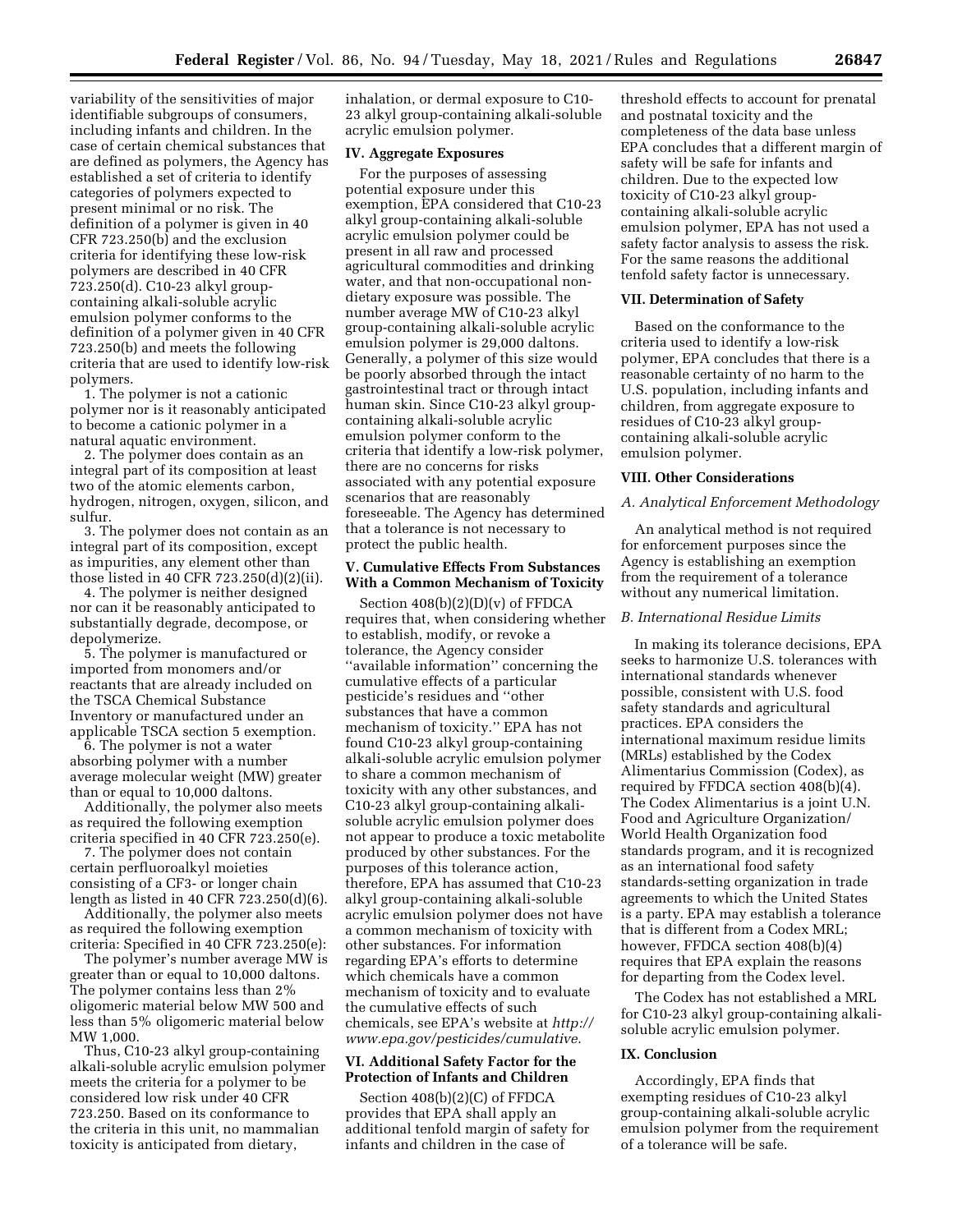variability of the sensitivities of major identifiable subgroups of consumers, including infants and children. In the case of certain chemical substances that are defined as polymers, the Agency has established a set of criteria to identify categories of polymers expected to present minimal or no risk. The definition of a polymer is given in 40 CFR 723.250(b) and the exclusion criteria for identifying these low-risk polymers are described in 40 CFR 723.250(d). C10-23 alkyl group-containing alkali-soluble acrylic emulsion polymer conforms to the definition of a polymer given in 40 CFR 723.250(b) and meets the following criteria that are used to identify low-risk polymers.

1. The polymer is not a cationic polymer nor is it reasonably anticipated to become a cationic polymer in a natural aquatic environment.

2. The polymer does contain as an integral part of its composition at least two of the atomic elements carbon, hydrogen, nitrogen, oxygen, silicon, and sulfur.

3. The polymer does not contain as an integral part of its composition, except as impurities, any element other than those listed in 40 CFR 723.250(d)(2)(ii).

4. The polymer is neither designed nor can it be reasonably anticipated to substantially degrade, decompose, or depolymerize.

5. The polymer is manufactured or imported from monomers and/or reactants that are already included on the TSCA Chemical Substance Inventory or manufactured under an applicable TSCA section 5 exemption.

6. The polymer is not a water absorbing polymer with a number average molecular weight (MW) greater than or equal to 10,000 daltons.

Additionally, the polymer also meets as required the following exemption criteria specified in 40 CFR 723.250(e).

7. The polymer does not contain certain perfluoroalkyl moieties consisting of a CF3- or longer chain length as listed in 40 CFR 723.250(d)(6).

Additionally, the polymer also meets as required the following exemption criteria: Specified in 40 CFR 723.250(e):

The polymer's number average MW is greater than or equal to 10,000 daltons. The polymer contains less than 2% oligomeric material below MW 500 and less than 5% oligomeric material below MW 1,000.

Thus, C10-23 alkyl group-containing alkali-soluble acrylic emulsion polymer meets the criteria for a polymer to be considered low risk under 40 CFR 723.250. Based on its conformance to the criteria in this unit, no mammalian toxicity is anticipated from dietary, inhalation, or dermal exposure to C10-23 alkyl group-containing alkali-soluble acrylic emulsion polymer.

## IV. Aggregate Exposures

For the purposes of assessing potential exposure under this exemption, EPA considered that C10-23 alkyl group-containing alkali-soluble acrylic emulsion polymer could be present in all raw and processed agricultural commodities and drinking water, and that non-occupational non-dietary exposure was possible. The number average MW of C10-23 alkyl group-containing alkali-soluble acrylic emulsion polymer is 29,000 daltons. Generally, a polymer of this size would be poorly absorbed through the intact gastrointestinal tract or through intact human skin. Since C10-23 alkyl group-containing alkali-soluble acrylic emulsion polymer conform to the criteria that identify a low-risk polymer, there are no concerns for risks associated with any potential exposure scenarios that are reasonably foreseeable. The Agency has determined that a tolerance is not necessary to protect the public health.

## V. Cumulative Effects From Substances With a Common Mechanism of Toxicity

Section 408(b)(2)(D)(v) of FFDCA requires that, when considering whether to establish, modify, or revoke a tolerance, the Agency consider "available information" concerning the cumulative effects of a particular pesticide's residues and "other substances that have a common mechanism of toxicity." EPA has not found C10-23 alkyl group-containing alkali-soluble acrylic emulsion polymer to share a common mechanism of toxicity with any other substances, and C10-23 alkyl group-containing alkali-soluble acrylic emulsion polymer does not appear to produce a toxic metabolite produced by other substances. For the purposes of this tolerance action, therefore, EPA has assumed that C10-23 alkyl group-containing alkali-soluble acrylic emulsion polymer does not have a common mechanism of toxicity with other substances. For information regarding EPA's efforts to determine which chemicals have a common mechanism of toxicity and to evaluate the cumulative effects of such chemicals, see EPA's website at *http://www.epa.gov/pesticides/cumulative.*

## VI. Additional Safety Factor for the Protection of Infants and Children

Section 408(b)(2)(C) of FFDCA provides that EPA shall apply an additional tenfold margin of safety for infants and children in the case of threshold effects to account for prenatal and postnatal toxicity and the completeness of the data base unless EPA concludes that a different margin of safety will be safe for infants and children. Due to the expected low toxicity of C10-23 alkyl group-containing alkali-soluble acrylic emulsion polymer, EPA has not used a safety factor analysis to assess the risk. For the same reasons the additional tenfold safety factor is unnecessary.

## VII. Determination of Safety

Based on the conformance to the criteria used to identify a low-risk polymer, EPA concludes that there is a reasonable certainty of no harm to the U.S. population, including infants and children, from aggregate exposure to residues of C10-23 alkyl group-containing alkali-soluble acrylic emulsion polymer.

## VIII. Other Considerations

### *A. Analytical Enforcement Methodology*

An analytical method is not required for enforcement purposes since the Agency is establishing an exemption from the requirement of a tolerance without any numerical limitation.

### *B. International Residue Limits*

In making its tolerance decisions, EPA seeks to harmonize U.S. tolerances with international standards whenever possible, consistent with U.S. food safety standards and agricultural practices. EPA considers the international maximum residue limits (MRLs) established by the Codex Alimentarius Commission (Codex), as required by FFDCA section 408(b)(4). The Codex Alimentarius is a joint U.N. Food and Agriculture Organization/World Health Organization food standards program, and it is recognized as an international food safety standards-setting organization in trade agreements to which the United States is a party. EPA may establish a tolerance that is different from a Codex MRL; however, FFDCA section 408(b)(4) requires that EPA explain the reasons for departing from the Codex level.

The Codex has not established a MRL for C10-23 alkyl group-containing alkali-soluble acrylic emulsion polymer.

## IX. Conclusion

Accordingly, EPA finds that exempting residues of C10-23 alkyl group-containing alkali-soluble acrylic emulsion polymer from the requirement of a tolerance will be safe.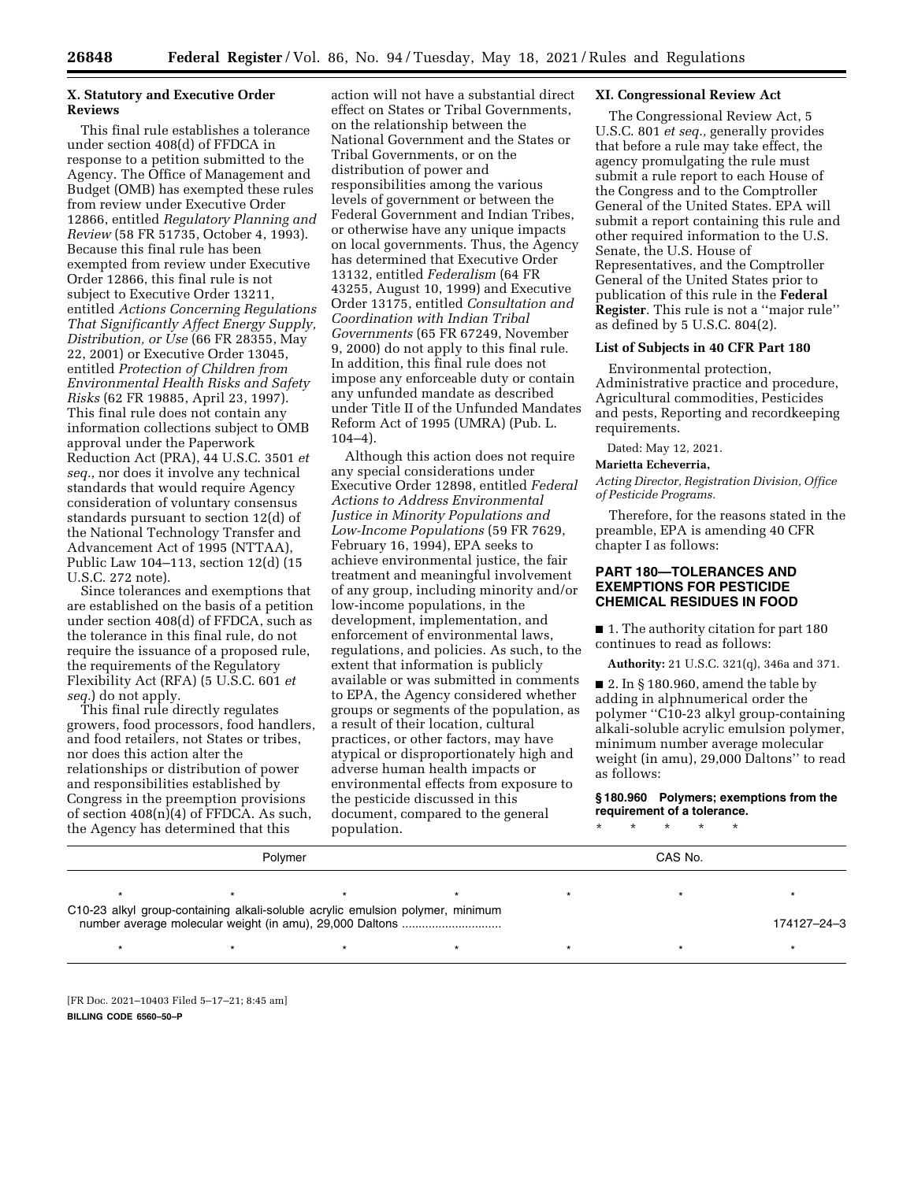## X. Statutory and Executive Order Reviews

This final rule establishes a tolerance under section 408(d) of FFDCA in response to a petition submitted to the Agency. The Office of Management and Budget (OMB) has exempted these rules from review under Executive Order 12866, entitled *Regulatory Planning and Review* (58 FR 51735, October 4, 1993). Because this final rule has been exempted from review under Executive Order 12866, this final rule is not subject to Executive Order 13211, entitled *Actions Concerning Regulations That Significantly Affect Energy Supply, Distribution, or Use* (66 FR 28355, May 22, 2001) or Executive Order 13045, entitled *Protection of Children from Environmental Health Risks and Safety Risks* (62 FR 19885, April 23, 1997). This final rule does not contain any information collections subject to OMB approval under the Paperwork Reduction Act (PRA), 44 U.S.C. 3501 *et seq.,* nor does it involve any technical standards that would require Agency consideration of voluntary consensus standards pursuant to section 12(d) of the National Technology Transfer and Advancement Act of 1995 (NTTAA), Public Law 104–113, section 12(d) (15 U.S.C. 272 note).

Since tolerances and exemptions that are established on the basis of a petition under section 408(d) of FFDCA, such as the tolerance in this final rule, do not require the issuance of a proposed rule, the requirements of the Regulatory Flexibility Act (RFA) (5 U.S.C. 601 *et seq.*) do not apply.

This final rule directly regulates growers, food processors, food handlers, and food retailers, not States or tribes, nor does this action alter the relationships or distribution of power and responsibilities established by Congress in the preemption provisions of section 408(n)(4) of FFDCA. As such, the Agency has determined that this action will not have a substantial direct effect on States or Tribal Governments, on the relationship between the National Government and the States or Tribal Governments, or on the distribution of power and responsibilities among the various levels of government or between the Federal Government and Indian Tribes, or otherwise have any unique impacts on local governments. Thus, the Agency has determined that Executive Order 13132, entitled *Federalism* (64 FR 43255, August 10, 1999) and Executive Order 13175, entitled *Consultation and Coordination with Indian Tribal Governments* (65 FR 67249, November 9, 2000) do not apply to this final rule. In addition, this final rule does not impose any enforceable duty or contain any unfunded mandate as described under Title II of the Unfunded Mandates Reform Act of 1995 (UMRA) (Pub. L. 104–4).

Although this action does not require any special considerations under Executive Order 12898, entitled *Federal Actions to Address Environmental Justice in Minority Populations and Low-Income Populations* (59 FR 7629, February 16, 1994), EPA seeks to achieve environmental justice, the fair treatment and meaningful involvement of any group, including minority and/or low-income populations, in the development, implementation, and enforcement of environmental laws, regulations, and policies. As such, to the extent that information is publicly available or was submitted in comments to EPA, the Agency considered whether groups or segments of the population, as a result of their location, cultural practices, or other factors, may have atypical or disproportionately high and adverse human health impacts or environmental effects from exposure to the pesticide discussed in this document, compared to the general population.

## XI. Congressional Review Act

The Congressional Review Act, 5 U.S.C. 801 *et seq.,* generally provides that before a rule may take effect, the agency promulgating the rule must submit a rule report to each House of the Congress and to the Comptroller General of the United States. EPA will submit a report containing this rule and other required information to the U.S. Senate, the U.S. House of Representatives, and the Comptroller General of the United States prior to publication of this rule in the **Federal Register**. This rule is not a "major rule" as defined by 5 U.S.C. 804(2).

### List of Subjects in 40 CFR Part 180

Environmental protection, Administrative practice and procedure, Agricultural commodities, Pesticides and pests, Reporting and recordkeeping requirements.

Dated: May 12, 2021.

**Marietta Echeverria,**

*Acting Director, Registration Division, Office of Pesticide Programs.*

Therefore, for the reasons stated in the preamble, EPA is amending 40 CFR chapter I as follows:

## PART 180—TOLERANCES AND EXEMPTIONS FOR PESTICIDE CHEMICAL RESIDUES IN FOOD

■ 1. The authority citation for part 180 continues to read as follows:

**Authority:** 21 U.S.C. 321(q), 346a and 371.

■ 2. In § 180.960, amend the table by adding in alphnumerical order the polymer "C10-23 alkyl group-containing alkali-soluble acrylic emulsion polymer, minimum number average molecular weight (in amu), 29,000 Daltons" to read as follows:

### § 180.960 Polymers; exemptions from the requirement of a tolerance.

\* \* \* \* \*

| Polymer | CAS No. |
|---|---|
| \* \* \* \* \* | \* \* |
| C10-23 alkyl group-containing alkali-soluble acrylic emulsion polymer, minimum number average molecular weight (in amu), 29,000 Daltons | 174127–24–3 |
| \* \* \* \* \* | \* \* |

[FR Doc. 2021–10403 Filed 5–17–21; 8:45 am]

**BILLING CODE 6560–50–P**